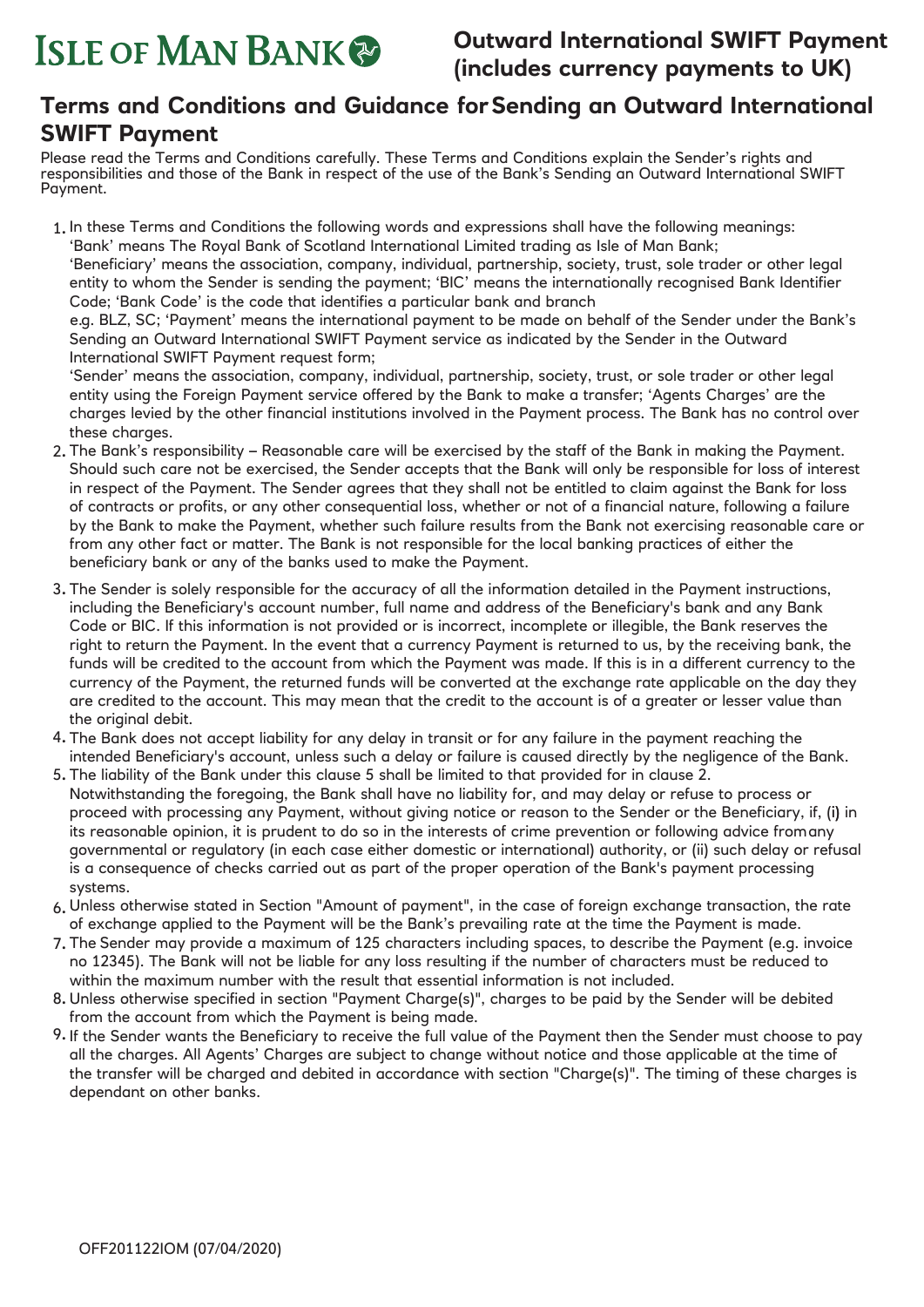# ISLE OF MAN BANK

## Outward International SWIFT Payment (includes currency payments to UK)

## Terms and Conditions and Guidance for Sending an Outward International SWIFT Payment

Please read the Terms and Conditions carefully. These Terms and Conditions explain the Sender's rights and responsibilities and those of the Bank in respect of the use of the Bank's Sending an Outward International SWIFT Payment.

1. In these Terms and Conditions the following words and expressions shall have the following meanings: 'Bank' means The Royal Bank of Scotland International Limited trading as Isle of Man Bank;
   'Beneficiary' means the association, company, individual, partnership, society, trust, sole trader or other legal entity to whom the Sender is sending the payment; 'BIC' means the internationally recognised Bank Identifier Code; 'Bank Code' is the code that identifies a particular bank and branch
   e.g. BLZ, SC; 'Payment' means the international payment to be made on behalf of the Sender under the Bank's Sending an Outward International SWIFT Payment service as indicated by the Sender in the Outward International SWIFT Payment request form;
   'Sender' means the association, company, individual, partnership, society, trust, or sole trader or other legal entity using the Foreign Payment service offered by the Bank to make a transfer; 'Agents Charges' are the charges levied by the other financial institutions involved in the Payment process. The Bank has no control over these charges.
2. The Bank's responsibility – Reasonable care will be exercised by the staff of the Bank in making the Payment. Should such care not be exercised, the Sender accepts that the Bank will only be responsible for loss of interest in respect of the Payment. The Sender agrees that they shall not be entitled to claim against the Bank for loss of contracts or profits, or any other consequential loss, whether or not of a financial nature, following a failure by the Bank to make the Payment, whether such failure results from the Bank not exercising reasonable care or from any other fact or matter. The Bank is not responsible for the local banking practices of either the beneficiary bank or any of the banks used to make the Payment.
3. The Sender is solely responsible for the accuracy of all the information detailed in the Payment instructions, including the Beneficiary's account number, full name and address of the Beneficiary's bank and any Bank Code or BIC. If this information is not provided or is incorrect, incomplete or illegible, the Bank reserves the right to return the Payment. In the event that a currency Payment is returned to us, by the receiving bank, the funds will be credited to the account from which the Payment was made. If this is in a different currency to the currency of the Payment, the returned funds will be converted at the exchange rate applicable on the day they are credited to the account. This may mean that the credit to the account is of a greater or lesser value than the original debit.
4. The Bank does not accept liability for any delay in transit or for any failure in the payment reaching the intended Beneficiary's account, unless such a delay or failure is caused directly by the negligence of the Bank.
5. The liability of the Bank under this clause 5 shall be limited to that provided for in clause 2.
   Notwithstanding the foregoing, the Bank shall have no liability for, and may delay or refuse to process or proceed with processing any Payment, without giving notice or reason to the Sender or the Beneficiary, if, (i) in its reasonable opinion, it is prudent to do so in the interests of crime prevention or following advice from any governmental or regulatory (in each case either domestic or international) authority, or (ii) such delay or refusal is a consequence of checks carried out as part of the proper operation of the Bank's payment processing systems.
6. Unless otherwise stated in Section "Amount of payment", in the case of foreign exchange transaction, the rate of exchange applied to the Payment will be the Bank's prevailing rate at the time the Payment is made.
7. The Sender may provide a maximum of 125 characters including spaces, to describe the Payment (e.g. invoice no 12345). The Bank will not be liable for any loss resulting if the number of characters must be reduced to within the maximum number with the result that essential information is not included.
8. Unless otherwise specified in section "Payment Charge(s)", charges to be paid by the Sender will be debited from the account from which the Payment is being made.
9. If the Sender wants the Beneficiary to receive the full value of the Payment then the Sender must choose to pay all the charges. All Agents' Charges are subject to change without notice and those applicable at the time of the transfer will be charged and debited in accordance with section "Charge(s)". The timing of these charges is dependant on other banks.

OFF201122IOM (07/04/2020)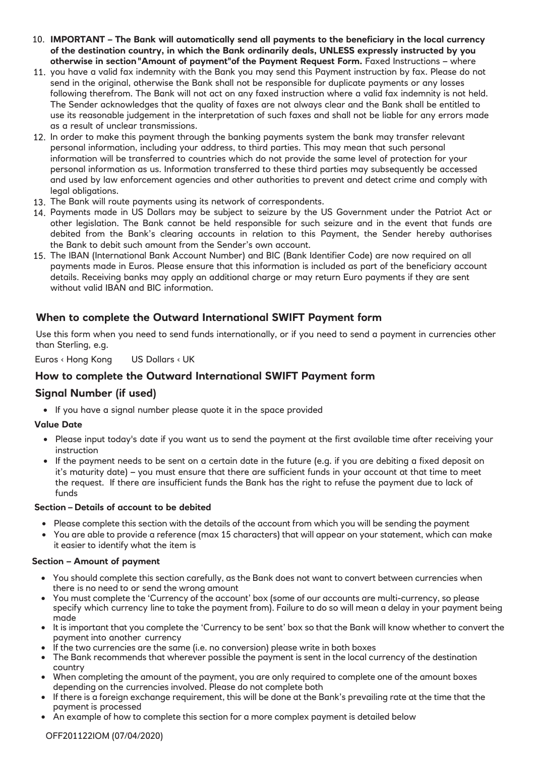10. **IMPORTANT – The Bank will automatically send all payments to the beneficiary in the local currency of the destination country, in which the Bank ordinarily deals, UNLESS expressly instructed by you otherwise in section"Amount of payment"of the Payment Request Form.** Faxed Instructions – where
11. you have a valid fax indemnity with the Bank you may send this Payment instruction by fax. Please do not send in the original, otherwise the Bank shall not be responsible for duplicate payments or any losses following therefrom. The Bank will not act on any faxed instruction where a valid fax indemnity is not held. The Sender acknowledges that the quality of faxes are not always clear and the Bank shall be entitled to use its reasonable judgement in the interpretation of such faxes and shall not be liable for any errors made as a result of unclear transmissions.
12. In order to make this payment through the banking payments system the bank may transfer relevant personal information, including your address, to third parties. This may mean that such personal information will be transferred to countries which do not provide the same level of protection for your personal information as us. Information transferred to these third parties may subsequently be accessed and used by law enforcement agencies and other authorities to prevent and detect crime and comply with legal obligations.
13. The Bank will route payments using its network of correspondents.
14. Payments made in US Dollars may be subject to seizure by the US Government under the Patriot Act or other legislation. The Bank cannot be held responsible for such seizure and in the event that funds are debited from the Bank's clearing accounts in relation to this Payment, the Sender hereby authorises the Bank to debit such amount from the Sender's own account.
15. The IBAN (International Bank Account Number) and BIC (Bank Identifier Code) are now required on all payments made in Euros. Please ensure that this information is included as part of the beneficiary account details. Receiving banks may apply an additional charge or may return Euro payments if they are sent without valid IBAN and BIC information.

## When to complete the Outward International SWIFT Payment form

Use this form when you need to send funds internationally, or if you need to send a payment in currencies other than Sterling, e.g.

Euros ‹ Hong Kong US Dollars ‹ UK

## How to complete the Outward International SWIFT Payment form

## Signal Number (if used)

- If you have a signal number please quote it in the space provided

### Value Date

- Please input today's date if you want us to send the payment at the first available time after receiving your instruction
- If the payment needs to be sent on a certain date in the future (e.g. if you are debiting a fixed deposit on it's maturity date) – you must ensure that there are sufficient funds in your account at that time to meet the request. If there are insufficient funds the Bank has the right to refuse the payment due to lack of funds

### Section – Details of account to be debited

- Please complete this section with the details of the account from which you will be sending the payment
- You are able to provide a reference (max 15 characters) that will appear on your statement, which can make it easier to identify what the item is

### Section – Amount of payment

- You should complete this section carefully, as the Bank does not want to convert between currencies when there is no need to or send the wrong amount
- You must complete the 'Currency of the account' box (some of our accounts are multi-currency, so please specify which currency line to take the payment from). Failure to do so will mean a delay in your payment being made
- It is important that you complete the 'Currency to be sent' box so that the Bank will know whether to convert the payment into another currency
- If the two currencies are the same (i.e. no conversion) please write in both boxes
- The Bank recommends that wherever possible the payment is sent in the local currency of the destination country
- When completing the amount of the payment, you are only required to complete one of the amount boxes depending on the currencies involved. Please do not complete both
- If there is a foreign exchange requirement, this will be done at the Bank's prevailing rate at the time that the payment is processed
- An example of how to complete this section for a more complex payment is detailed below

OFF201122IOM (07/04/2020)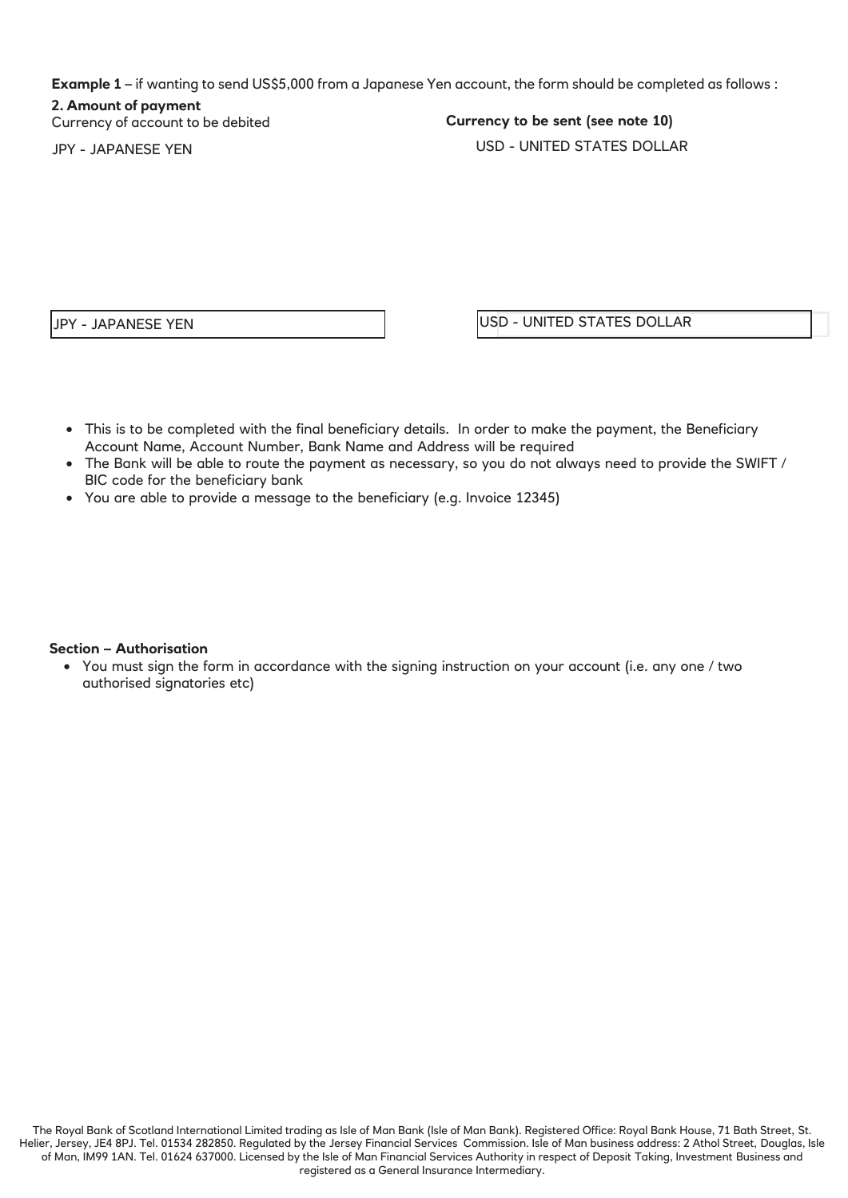**Example 1** – if wanting to send US$5,000 from a Japanese Yen account, the form should be completed as follows :

**2. Amount of payment**

Currency of account to be debited

JPY - JAPANESE YEN

**Currency to be sent (see note 10)**

USD - UNITED STATES DOLLAR

| | |
|---|---|
| JPY - JAPANESE YEN | USD - UNITED STATES DOLLAR |

- This is to be completed with the final beneficiary details. In order to make the payment, the Beneficiary Account Name, Account Number, Bank Name and Address will be required
- The Bank will be able to route the payment as necessary, so you do not always need to provide the SWIFT / BIC code for the beneficiary bank
- You are able to provide a message to the beneficiary (e.g. Invoice 12345)

**Section – Authorisation**

- You must sign the form in accordance with the signing instruction on your account (i.e. any one / two authorised signatories etc)

The Royal Bank of Scotland International Limited trading as Isle of Man Bank (Isle of Man Bank). Registered Office: Royal Bank House, 71 Bath Street, St. Helier, Jersey, JE4 8PJ. Tel. 01534 282850. Regulated by the Jersey Financial Services Commission. Isle of Man business address: 2 Athol Street, Douglas, Isle of Man, IM99 1AN. Tel. 01624 637000. Licensed by the Isle of Man Financial Services Authority in respect of Deposit Taking, Investment Business and registered as a General Insurance Intermediary.